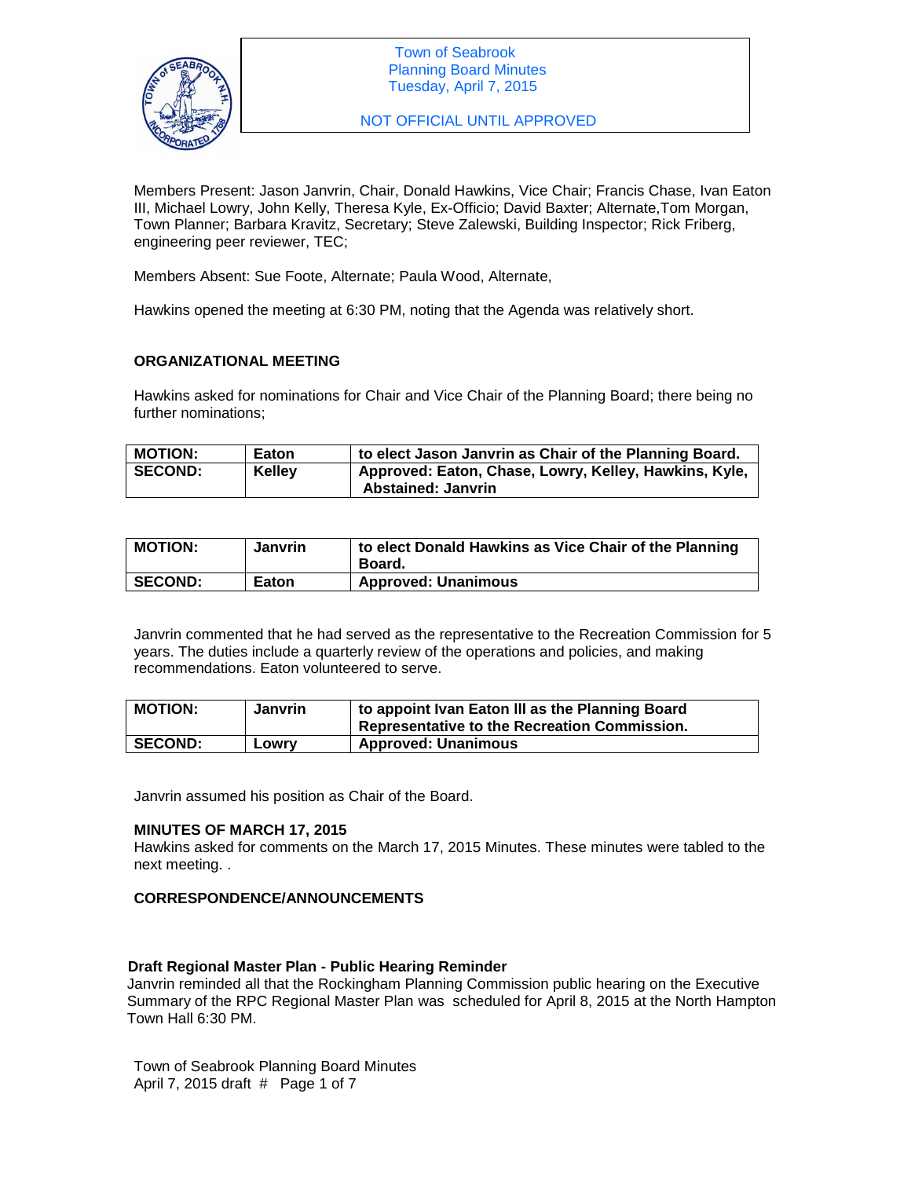Town of Seabrook
Planning Board Minutes
Tuesday, April 7, 2015

NOT OFFICIAL UNTIL APPROVED

Members Present: Jason Janvrin, Chair, Donald Hawkins, Vice Chair; Francis Chase, Ivan Eaton III, Michael Lowry, John Kelly, Theresa Kyle, Ex-Officio; David Baxter; Alternate,Tom Morgan, Town Planner; Barbara Kravitz, Secretary; Steve Zalewski, Building Inspector; Rick Friberg, engineering peer reviewer, TEC;

Members Absent: Sue Foote, Alternate; Paula Wood, Alternate,

Hawkins opened the meeting at 6:30 PM, noting that the Agenda was relatively short.

**ORGANIZATIONAL MEETING**

Hawkins asked for nominations for Chair and Vice Chair of the Planning Board; there being no further nominations;

| **MOTION:** | **Eaton** | **to elect Jason Janvrin as Chair of the Planning Board.** |
|---|---|---|
| **SECOND:** | **Kelley** | **Approved: Eaton, Chase, Lowry, Kelley, Hawkins, Kyle, Abstained: Janvrin** |

| **MOTION:** | **Janvrin** | **to elect Donald Hawkins as Vice Chair of the Planning Board.** |
|---|---|---|
| **SECOND:** | **Eaton** | **Approved: Unanimous** |

Janvrin commented that he had served as the representative to the Recreation Commission for 5 years. The duties include a quarterly review of the operations and policies, and making recommendations. Eaton volunteered to serve.

| **MOTION:** | **Janvrin** | **to appoint Ivan Eaton III as the Planning Board Representative to the Recreation Commission.** |
|---|---|---|
| **SECOND:** | **Lowry** | **Approved: Unanimous** |

Janvrin assumed his position as Chair of the Board.

**MINUTES OF MARCH 17, 2015**

Hawkins asked for comments on the March 17, 2015 Minutes. These minutes were tabled to the next meeting. .

**CORRESPONDENCE/ANNOUNCEMENTS**

**Draft Regional Master Plan - Public Hearing Reminder**

Janvrin reminded all that the Rockingham Planning Commission public hearing on the Executive Summary of the RPC Regional Master Plan was scheduled for April 8, 2015 at the North Hampton Town Hall 6:30 PM.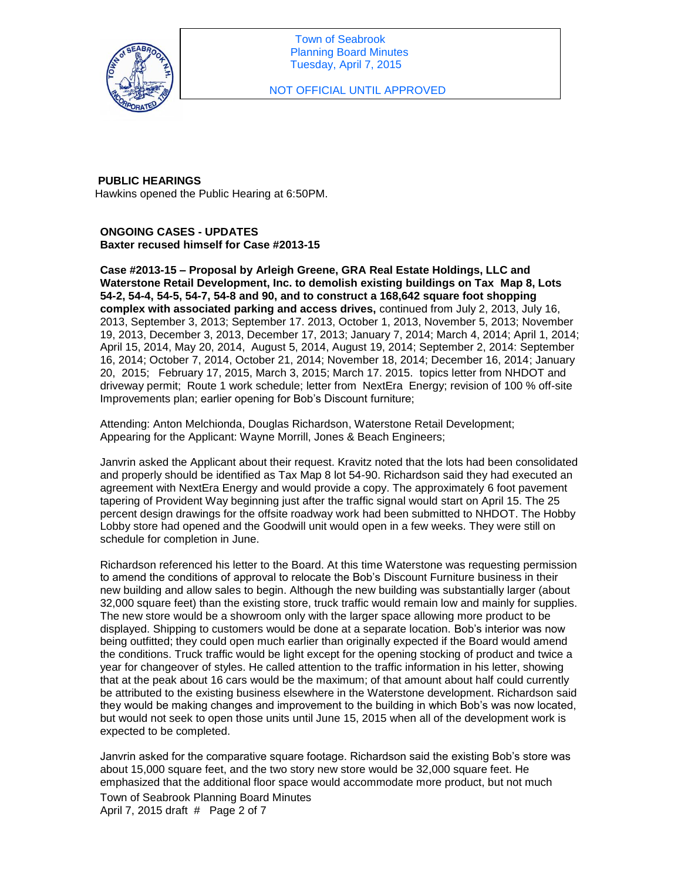Town of Seabrook
Planning Board Minutes
Tuesday, April 7, 2015

NOT OFFICIAL UNTIL APPROVED

**PUBLIC HEARINGS**

Hawkins opened the Public Hearing at 6:50PM.

**ONGOING CASES - UPDATES**

**Baxter recused himself for Case #2013-15**

**Case #2013-15 – Proposal by Arleigh Greene, GRA Real Estate Holdings, LLC and Waterstone Retail Development, Inc. to demolish existing buildings on Tax Map 8, Lots 54-2, 54-4, 54-5, 54-7, 54-8 and 90, and to construct a 168,642 square foot shopping complex with associated parking and access drives,** continued from July 2, 2013, July 16, 2013, September 3, 2013; September 17. 2013, October 1, 2013, November 5, 2013; November 19, 2013, December 3, 2013, December 17, 2013; January 7, 2014; March 4, 2014; April 1, 2014; April 15, 2014, May 20, 2014, August 5, 2014, August 19, 2014; September 2, 2014: September 16, 2014; October 7, 2014, October 21, 2014; November 18, 2014; December 16, 2014; January 20, 2015; February 17, 2015, March 3, 2015; March 17. 2015. topics letter from NHDOT and driveway permit; Route 1 work schedule; letter from NextEra Energy; revision of 100 % off-site Improvements plan; earlier opening for Bob's Discount furniture;

Attending: Anton Melchionda, Douglas Richardson, Waterstone Retail Development; Appearing for the Applicant: Wayne Morrill, Jones & Beach Engineers;

Janvrin asked the Applicant about their request. Kravitz noted that the lots had been consolidated and properly should be identified as Tax Map 8 lot 54-90. Richardson said they had executed an agreement with NextEra Energy and would provide a copy. The approximately 6 foot pavement tapering of Provident Way beginning just after the traffic signal would start on April 15. The 25 percent design drawings for the offsite roadway work had been submitted to NHDOT. The Hobby Lobby store had opened and the Goodwill unit would open in a few weeks. They were still on schedule for completion in June.

Richardson referenced his letter to the Board. At this time Waterstone was requesting permission to amend the conditions of approval to relocate the Bob's Discount Furniture business in their new building and allow sales to begin. Although the new building was substantially larger (about 32,000 square feet) than the existing store, truck traffic would remain low and mainly for supplies. The new store would be a showroom only with the larger space allowing more product to be displayed. Shipping to customers would be done at a separate location. Bob's interior was now being outfitted; they could open much earlier than originally expected if the Board would amend the conditions. Truck traffic would be light except for the opening stocking of product and twice a year for changeover of styles. He called attention to the traffic information in his letter, showing that at the peak about 16 cars would be the maximum; of that amount about half could currently be attributed to the existing business elsewhere in the Waterstone development. Richardson said they would be making changes and improvement to the building in which Bob's was now located, but would not seek to open those units until June 15, 2015 when all of the development work is expected to be completed.

Janvrin asked for the comparative square footage. Richardson said the existing Bob's store was about 15,000 square feet, and the two story new store would be 32,000 square feet. He emphasized that the additional floor space would accommodate more product, but not much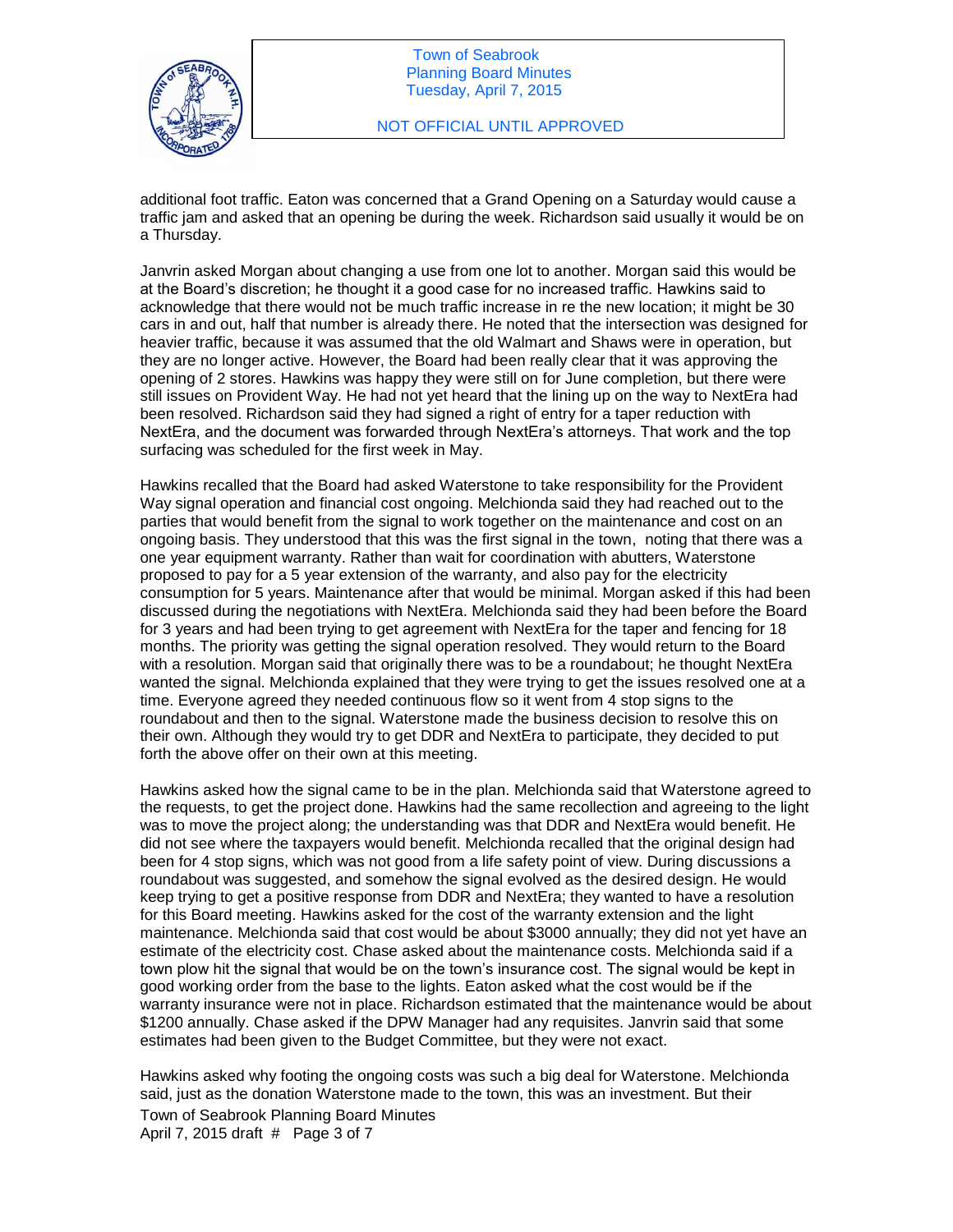additional foot traffic. Eaton was concerned that a Grand Opening on a Saturday would cause a traffic jam and asked that an opening be during the week. Richardson said usually it would be on a Thursday.

Janvrin asked Morgan about changing a use from one lot to another. Morgan said this would be at the Board's discretion; he thought it a good case for no increased traffic. Hawkins said to acknowledge that there would not be much traffic increase in re the new location; it might be 30 cars in and out, half that number is already there. He noted that the intersection was designed for heavier traffic, because it was assumed that the old Walmart and Shaws were in operation, but they are no longer active. However, the Board had been really clear that it was approving the opening of 2 stores. Hawkins was happy they were still on for June completion, but there were still issues on Provident Way. He had not yet heard that the lining up on the way to NextEra had been resolved. Richardson said they had signed a right of entry for a taper reduction with NextEra, and the document was forwarded through NextEra's attorneys. That work and the top surfacing was scheduled for the first week in May.

Hawkins recalled that the Board had asked Waterstone to take responsibility for the Provident Way signal operation and financial cost ongoing. Melchionda said they had reached out to the parties that would benefit from the signal to work together on the maintenance and cost on an ongoing basis. They understood that this was the first signal in the town, noting that there was a one year equipment warranty. Rather than wait for coordination with abutters, Waterstone proposed to pay for a 5 year extension of the warranty, and also pay for the electricity consumption for 5 years. Maintenance after that would be minimal. Morgan asked if this had been discussed during the negotiations with NextEra. Melchionda said they had been before the Board for 3 years and had been trying to get agreement with NextEra for the taper and fencing for 18 months. The priority was getting the signal operation resolved. They would return to the Board with a resolution. Morgan said that originally there was to be a roundabout; he thought NextEra wanted the signal. Melchionda explained that they were trying to get the issues resolved one at a time. Everyone agreed they needed continuous flow so it went from 4 stop signs to the roundabout and then to the signal. Waterstone made the business decision to resolve this on their own. Although they would try to get DDR and NextEra to participate, they decided to put forth the above offer on their own at this meeting.

Hawkins asked how the signal came to be in the plan. Melchionda said that Waterstone agreed to the requests, to get the project done. Hawkins had the same recollection and agreeing to the light was to move the project along; the understanding was that DDR and NextEra would benefit. He did not see where the taxpayers would benefit. Melchionda recalled that the original design had been for 4 stop signs, which was not good from a life safety point of view. During discussions a roundabout was suggested, and somehow the signal evolved as the desired design. He would keep trying to get a positive response from DDR and NextEra; they wanted to have a resolution for this Board meeting. Hawkins asked for the cost of the warranty extension and the light maintenance. Melchionda said that cost would be about $3000 annually; they did not yet have an estimate of the electricity cost. Chase asked about the maintenance costs. Melchionda said if a town plow hit the signal that would be on the town's insurance cost. The signal would be kept in good working order from the base to the lights. Eaton asked what the cost would be if the warranty insurance were not in place. Richardson estimated that the maintenance would be about $1200 annually. Chase asked if the DPW Manager had any requisites. Janvrin said that some estimates had been given to the Budget Committee, but they were not exact.

Hawkins asked why footing the ongoing costs was such a big deal for Waterstone. Melchionda said, just as the donation Waterstone made to the town, this was an investment. But their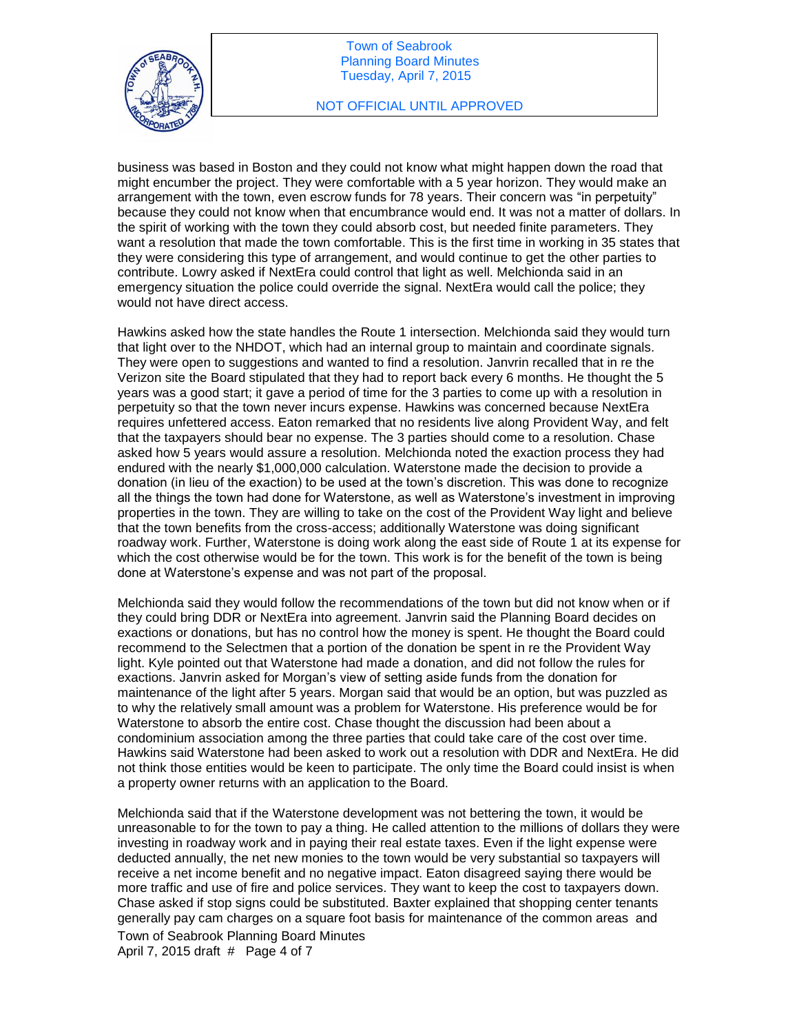business was based in Boston and they could not know what might happen down the road that might encumber the project. They were comfortable with a 5 year horizon. They would make an arrangement with the town, even escrow funds for 78 years. Their concern was "in perpetuity" because they could not know when that encumbrance would end. It was not a matter of dollars. In the spirit of working with the town they could absorb cost, but needed finite parameters. They want a resolution that made the town comfortable. This is the first time in working in 35 states that they were considering this type of arrangement, and would continue to get the other parties to contribute. Lowry asked if NextEra could control that light as well. Melchionda said in an emergency situation the police could override the signal. NextEra would call the police; they would not have direct access.

Hawkins asked how the state handles the Route 1 intersection. Melchionda said they would turn that light over to the NHDOT, which had an internal group to maintain and coordinate signals. They were open to suggestions and wanted to find a resolution. Janvrin recalled that in re the Verizon site the Board stipulated that they had to report back every 6 months. He thought the 5 years was a good start; it gave a period of time for the 3 parties to come up with a resolution in perpetuity so that the town never incurs expense. Hawkins was concerned because NextEra requires unfettered access. Eaton remarked that no residents live along Provident Way, and felt that the taxpayers should bear no expense. The 3 parties should come to a resolution. Chase asked how 5 years would assure a resolution. Melchionda noted the exaction process they had endured with the nearly $1,000,000 calculation. Waterstone made the decision to provide a donation (in lieu of the exaction) to be used at the town's discretion. This was done to recognize all the things the town had done for Waterstone, as well as Waterstone's investment in improving properties in the town. They are willing to take on the cost of the Provident Way light and believe that the town benefits from the cross-access; additionally Waterstone was doing significant roadway work. Further, Waterstone is doing work along the east side of Route 1 at its expense for which the cost otherwise would be for the town. This work is for the benefit of the town is being done at Waterstone's expense and was not part of the proposal.

Melchionda said they would follow the recommendations of the town but did not know when or if they could bring DDR or NextEra into agreement. Janvrin said the Planning Board decides on exactions or donations, but has no control how the money is spent. He thought the Board could recommend to the Selectmen that a portion of the donation be spent in re the Provident Way light. Kyle pointed out that Waterstone had made a donation, and did not follow the rules for exactions. Janvrin asked for Morgan's view of setting aside funds from the donation for maintenance of the light after 5 years. Morgan said that would be an option, but was puzzled as to why the relatively small amount was a problem for Waterstone. His preference would be for Waterstone to absorb the entire cost. Chase thought the discussion had been about a condominium association among the three parties that could take care of the cost over time. Hawkins said Waterstone had been asked to work out a resolution with DDR and NextEra. He did not think those entities would be keen to participate. The only time the Board could insist is when a property owner returns with an application to the Board.

Melchionda said that if the Waterstone development was not bettering the town, it would be unreasonable to for the town to pay a thing. He called attention to the millions of dollars they were investing in roadway work and in paying their real estate taxes. Even if the light expense were deducted annually, the net new monies to the town would be very substantial so taxpayers will receive a net income benefit and no negative impact. Eaton disagreed saying there would be more traffic and use of fire and police services. They want to keep the cost to taxpayers down. Chase asked if stop signs could be substituted. Baxter explained that shopping center tenants generally pay cam charges on a square foot basis for maintenance of the common areas and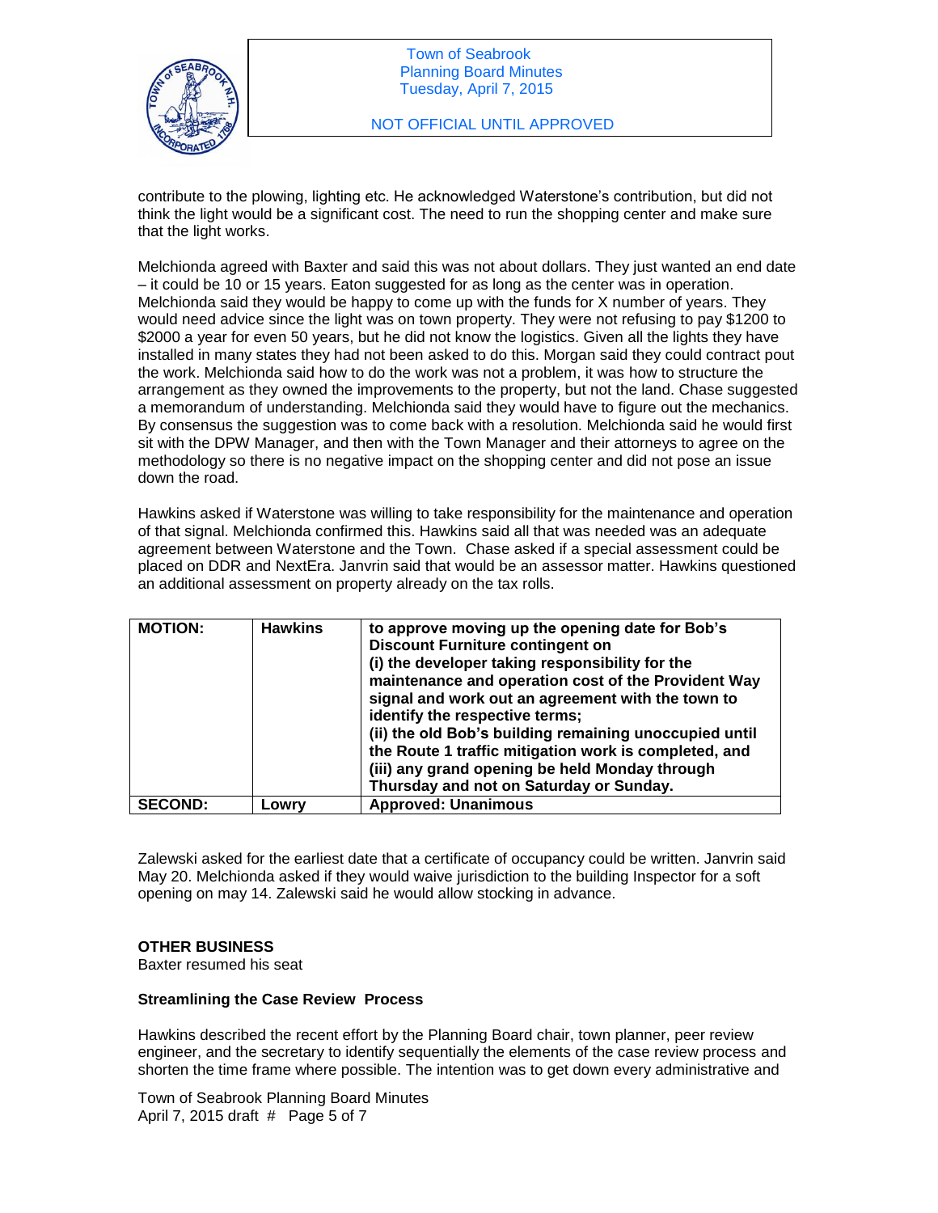contribute to the plowing, lighting etc. He acknowledged Waterstone's contribution, but did not think the light would be a significant cost. The need to run the shopping center and make sure that the light works.

Melchionda agreed with Baxter and said this was not about dollars. They just wanted an end date – it could be 10 or 15 years. Eaton suggested for as long as the center was in operation. Melchionda said they would be happy to come up with the funds for X number of years. They would need advice since the light was on town property. They were not refusing to pay $1200 to $2000 a year for even 50 years, but he did not know the logistics. Given all the lights they have installed in many states they had not been asked to do this. Morgan said they could contract pout the work. Melchionda said how to do the work was not a problem, it was how to structure the arrangement as they owned the improvements to the property, but not the land. Chase suggested a memorandum of understanding. Melchionda said they would have to figure out the mechanics. By consensus the suggestion was to come back with a resolution. Melchionda said he would first sit with the DPW Manager, and then with the Town Manager and their attorneys to agree on the methodology so there is no negative impact on the shopping center and did not pose an issue down the road.

Hawkins asked if Waterstone was willing to take responsibility for the maintenance and operation of that signal. Melchionda confirmed this. Hawkins said all that was needed was an adequate agreement between Waterstone and the Town. Chase asked if a special assessment could be placed on DDR and NextEra. Janvrin said that would be an assessor matter. Hawkins questioned an additional assessment on property already on the tax rolls.

| **MOTION:** | **Hawkins** | **to approve moving up the opening date for Bob's Discount Furniture contingent on (i) the developer taking responsibility for the maintenance and operation cost of the Provident Way signal and work out an agreement with the town to identify the respective terms; (ii) the old Bob's building remaining unoccupied until the Route 1 traffic mitigation work is completed, and (iii) any grand opening be held Monday through Thursday and not on Saturday or Sunday.** |
|---|---|---|
| **SECOND:** | **Lowry** | **Approved: Unanimous** |

Zalewski asked for the earliest date that a certificate of occupancy could be written. Janvrin said May 20. Melchionda asked if they would waive jurisdiction to the building Inspector for a soft opening on may 14. Zalewski said he would allow stocking in advance.

**OTHER BUSINESS**

Baxter resumed his seat

**Streamlining the Case Review Process**

Hawkins described the recent effort by the Planning Board chair, town planner, peer review engineer, and the secretary to identify sequentially the elements of the case review process and shorten the time frame where possible. The intention was to get down every administrative and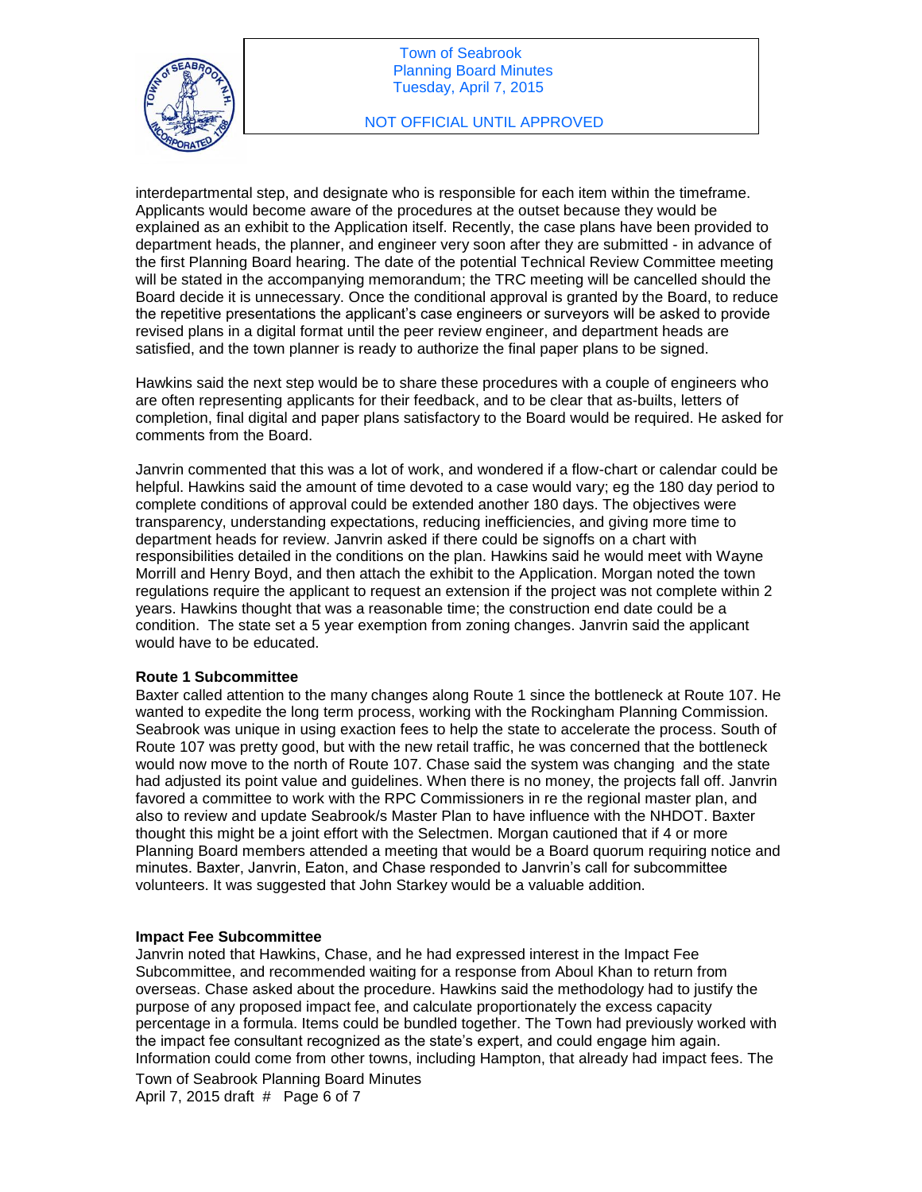interdepartmental step, and designate who is responsible for each item within the timeframe. Applicants would become aware of the procedures at the outset because they would be explained as an exhibit to the Application itself. Recently, the case plans have been provided to department heads, the planner, and engineer very soon after they are submitted - in advance of the first Planning Board hearing. The date of the potential Technical Review Committee meeting will be stated in the accompanying memorandum; the TRC meeting will be cancelled should the Board decide it is unnecessary. Once the conditional approval is granted by the Board, to reduce the repetitive presentations the applicant's case engineers or surveyors will be asked to provide revised plans in a digital format until the peer review engineer, and department heads are satisfied, and the town planner is ready to authorize the final paper plans to be signed.

Hawkins said the next step would be to share these procedures with a couple of engineers who are often representing applicants for their feedback, and to be clear that as-builts, letters of completion, final digital and paper plans satisfactory to the Board would be required. He asked for comments from the Board.

Janvrin commented that this was a lot of work, and wondered if a flow-chart or calendar could be helpful. Hawkins said the amount of time devoted to a case would vary; eg the 180 day period to complete conditions of approval could be extended another 180 days. The objectives were transparency, understanding expectations, reducing inefficiencies, and giving more time to department heads for review. Janvrin asked if there could be signoffs on a chart with responsibilities detailed in the conditions on the plan. Hawkins said he would meet with Wayne Morrill and Henry Boyd, and then attach the exhibit to the Application. Morgan noted the town regulations require the applicant to request an extension if the project was not complete within 2 years. Hawkins thought that was a reasonable time; the construction end date could be a condition. The state set a 5 year exemption from zoning changes. Janvrin said the applicant would have to be educated.

**Route 1 Subcommittee**

Baxter called attention to the many changes along Route 1 since the bottleneck at Route 107. He wanted to expedite the long term process, working with the Rockingham Planning Commission. Seabrook was unique in using exaction fees to help the state to accelerate the process. South of Route 107 was pretty good, but with the new retail traffic, he was concerned that the bottleneck would now move to the north of Route 107. Chase said the system was changing and the state had adjusted its point value and guidelines. When there is no money, the projects fall off. Janvrin favored a committee to work with the RPC Commissioners in re the regional master plan, and also to review and update Seabrook/s Master Plan to have influence with the NHDOT. Baxter thought this might be a joint effort with the Selectmen. Morgan cautioned that if 4 or more Planning Board members attended a meeting that would be a Board quorum requiring notice and minutes. Baxter, Janvrin, Eaton, and Chase responded to Janvrin's call for subcommittee volunteers. It was suggested that John Starkey would be a valuable addition.

**Impact Fee Subcommittee**

Janvrin noted that Hawkins, Chase, and he had expressed interest in the Impact Fee Subcommittee, and recommended waiting for a response from Aboul Khan to return from overseas. Chase asked about the procedure. Hawkins said the methodology had to justify the purpose of any proposed impact fee, and calculate proportionately the excess capacity percentage in a formula. Items could be bundled together. The Town had previously worked with the impact fee consultant recognized as the state's expert, and could engage him again. Information could come from other towns, including Hampton, that already had impact fees. The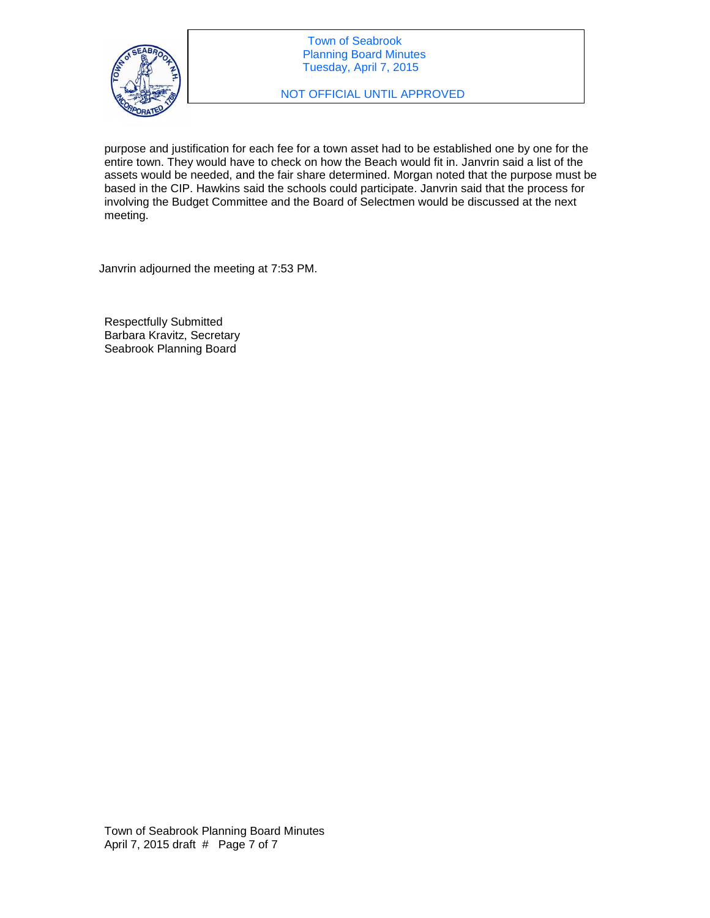purpose and justification for each fee for a town asset had to be established one by one for the entire town. They would have to check on how the Beach would fit in. Janvrin said a list of the assets would be needed, and the fair share determined. Morgan noted that the purpose must be based in the CIP. Hawkins said the schools could participate. Janvrin said that the process for involving the Budget Committee and the Board of Selectmen would be discussed at the next meeting.

Janvrin adjourned the meeting at 7:53 PM.

Respectfully Submitted
Barbara Kravitz, Secretary
Seabrook Planning Board